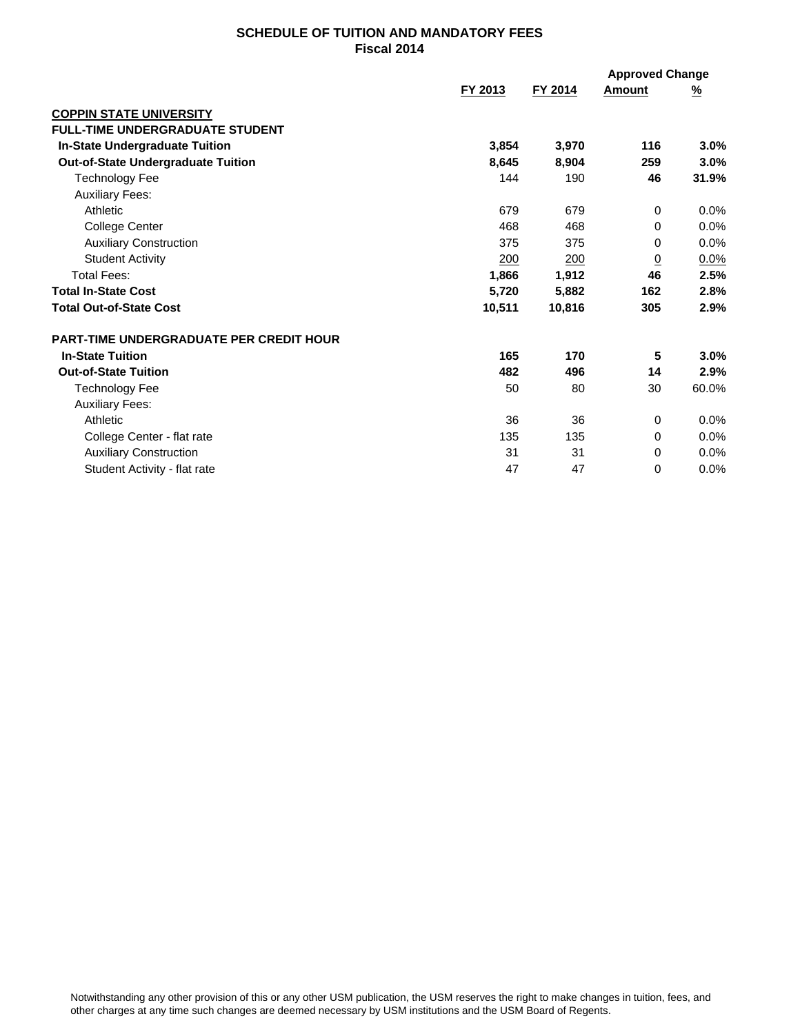# SCHEDULE OF TUITION AND MANDATORY FEES
## Fiscal 2014

| | FY 2013 | FY 2014 | Approved Change Amount | Approved Change % |
|---|---|---|---|---|
| **COPPIN STATE UNIVERSITY** | | | | |
| **FULL-TIME UNDERGRADUATE STUDENT** | | | | |
| **In-State Undergraduate Tuition** | **3,854** | **3,970** | **116** | **3.0%** |
| **Out-of-State Undergraduate Tuition** | **8,645** | **8,904** | **259** | **3.0%** |
| Technology Fee | 144 | 190 | **46** | **31.9%** |
| Auxiliary Fees: | | | | |
| Athletic | 679 | 679 | 0 | 0.0% |
| College Center | 468 | 468 | 0 | 0.0% |
| Auxiliary Construction | 375 | 375 | 0 | 0.0% |
| Student Activity | 200 | 200 | 0 | 0.0% |
| Total Fees: | **1,866** | **1,912** | **46** | **2.5%** |
| **Total In-State Cost** | **5,720** | **5,882** | **162** | **2.8%** |
| **Total Out-of-State Cost** | **10,511** | **10,816** | **305** | **2.9%** |
| | | | | |
| **PART-TIME UNDERGRADUATE PER CREDIT HOUR** | | | | |
| **In-State Tuition** | **165** | **170** | **5** | **3.0%** |
| **Out-of-State Tuition** | **482** | **496** | **14** | **2.9%** |
| Technology Fee | 50 | 80 | 30 | 60.0% |
| Auxiliary Fees: | | | | |
| Athletic | 36 | 36 | 0 | 0.0% |
| College Center - flat rate | 135 | 135 | 0 | 0.0% |
| Auxiliary Construction | 31 | 31 | 0 | 0.0% |
| Student Activity - flat rate | 47 | 47 | 0 | 0.0% |

Notwithstanding any other provision of this or any other USM publication, the USM reserves the right to make changes in tuition, fees, and other charges at any time such changes are deemed necessary by USM institutions and the USM Board of Regents.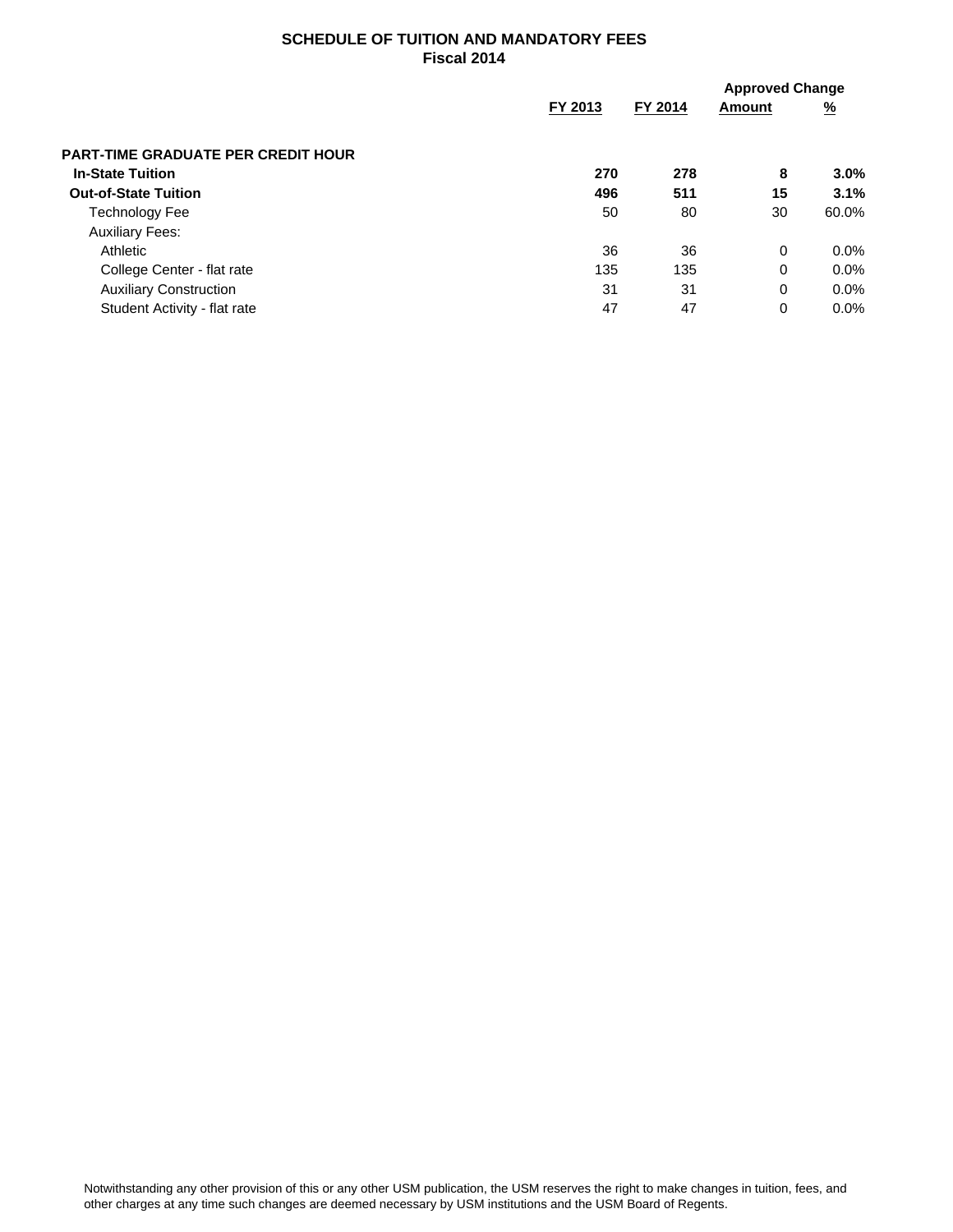## SCHEDULE OF TUITION AND MANDATORY FEES
### Fiscal 2014

| | FY 2013 | FY 2014 | Approved Change Amount | Approved Change % |
|---|---|---|---|---|
| **PART-TIME GRADUATE PER CREDIT HOUR** | | | | |
| **In-State Tuition** | **270** | **278** | **8** | **3.0%** |
| **Out-of-State Tuition** | **496** | **511** | **15** | **3.1%** |
| Technology Fee | 50 | 80 | 30 | 60.0% |
| Auxiliary Fees: | | | | |
| Athletic | 36 | 36 | 0 | 0.0% |
| College Center - flat rate | 135 | 135 | 0 | 0.0% |
| Auxiliary Construction | 31 | 31 | 0 | 0.0% |
| Student Activity - flat rate | 47 | 47 | 0 | 0.0% |

Notwithstanding any other provision of this or any other USM publication, the USM reserves the right to make changes in tuition, fees, and other charges at any time such changes are deemed necessary by USM institutions and the USM Board of Regents.